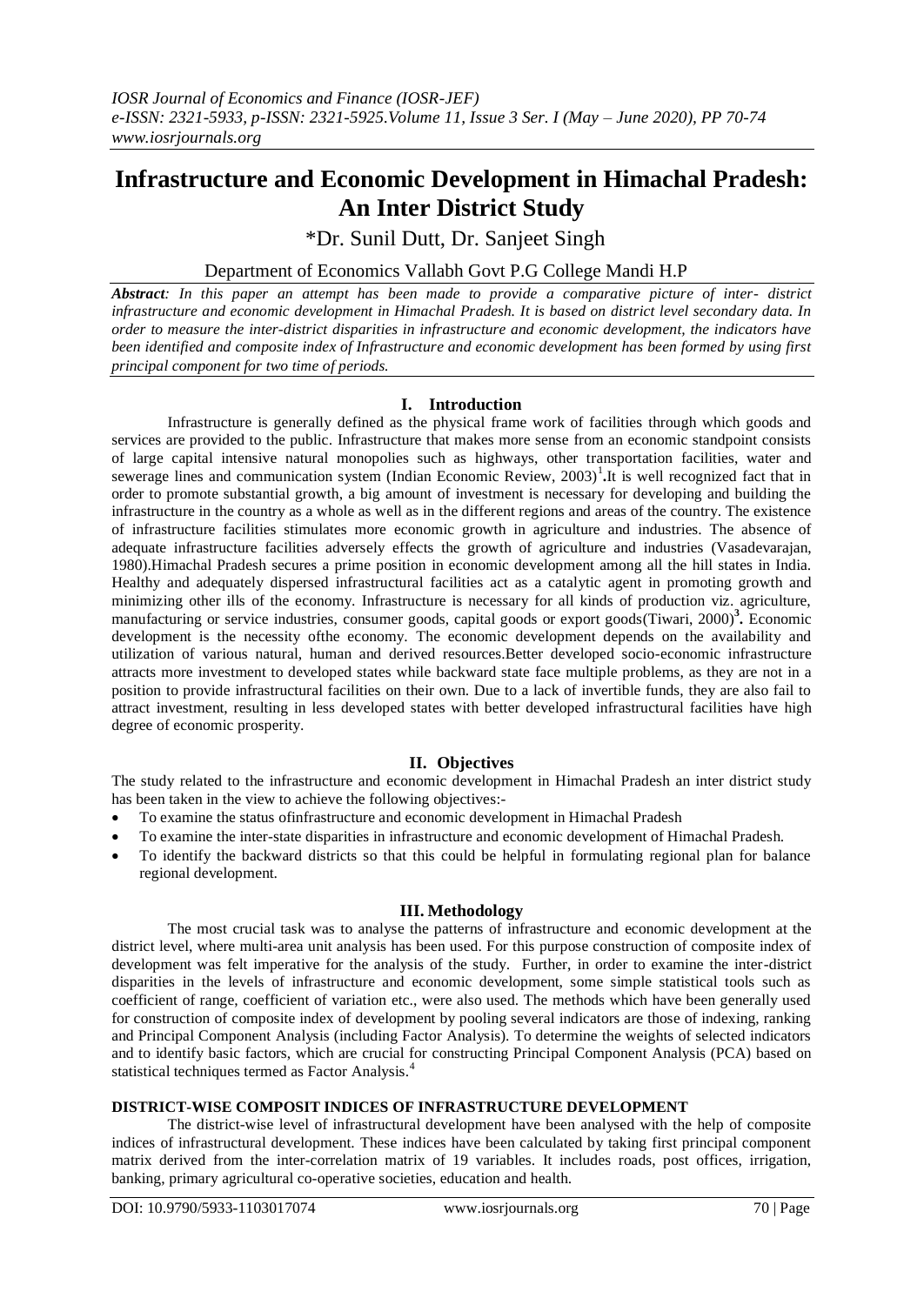# Infrastructure and Economic Development in Himachal Pradesh: An Inter District Study

*Dr. Sunil Dutt, Dr. Sanjeet Singh

Department of Economics Vallabh Govt P.G College Mandi H.P

***Abstract**: In this paper an attempt has been made to provide a comparative picture of inter- district infrastructure and economic development in Himachal Pradesh. It is based on district level secondary data. In order to measure the inter-district disparities in infrastructure and economic development, the indicators have been identified and composite index of Infrastructure and economic development has been formed by using first principal component for two time of periods.*

## I. Introduction

Infrastructure is generally defined as the physical frame work of facilities through which goods and services are provided to the public. Infrastructure that makes more sense from an economic standpoint consists of large capital intensive natural monopolies such as highways, other transportation facilities, water and sewerage lines and communication system (Indian Economic Review, 2003)[1].It is well recognized fact that in order to promote substantial growth, a big amount of investment is necessary for developing and building the infrastructure in the country as a whole as well as in the different regions and areas of the country. The existence of infrastructure facilities stimulates more economic growth in agriculture and industries. The absence of adequate infrastructure facilities adversely effects the growth of agriculture and industries (Vasadevarajan, 1980).Himachal Pradesh secures a prime position in economic development among all the hill states in India. Healthy and adequately dispersed infrastructural facilities act as a catalytic agent in promoting growth and minimizing other ills of the economy. Infrastructure is necessary for all kinds of production viz. agriculture, manufacturing or service industries, consumer goods, capital goods or export goods(Tiwari, 2000)[3]. Economic development is the necessity ofthe economy. The economic development depends on the availability and utilization of various natural, human and derived resources.Better developed socio-economic infrastructure attracts more investment to developed states while backward state face multiple problems, as they are not in a position to provide infrastructural facilities on their own. Due to a lack of invertible funds, they are also fail to attract investment, resulting in less developed states with better developed infrastructural facilities have high degree of economic prosperity.

## II. Objectives

The study related to the infrastructure and economic development in Himachal Pradesh an inter district study has been taken in the view to achieve the following objectives:-

- To examine the status ofinfrastructure and economic development in Himachal Pradesh
- To examine the inter-state disparities in infrastructure and economic development of Himachal Pradesh.
- To identify the backward districts so that this could be helpful in formulating regional plan for balance regional development.

## III. Methodology

The most crucial task was to analyse the patterns of infrastructure and economic development at the district level, where multi-area unit analysis has been used. For this purpose construction of composite index of development was felt imperative for the analysis of the study. Further, in order to examine the inter-district disparities in the levels of infrastructure and economic development, some simple statistical tools such as coefficient of range, coefficient of variation etc., were also used. The methods which have been generally used for construction of composite index of development by pooling several indicators are those of indexing, ranking and Principal Component Analysis (including Factor Analysis). To determine the weights of selected indicators and to identify basic factors, which are crucial for constructing Principal Component Analysis (PCA) based on statistical techniques termed as Factor Analysis.[4]

### DISTRICT-WISE COMPOSIT INDICES OF INFRASTRUCTURE DEVELOPMENT

The district-wise level of infrastructural development have been analysed with the help of composite indices of infrastructural development. These indices have been calculated by taking first principal component matrix derived from the inter-correlation matrix of 19 variables. It includes roads, post offices, irrigation, banking, primary agricultural co-operative societies, education and health.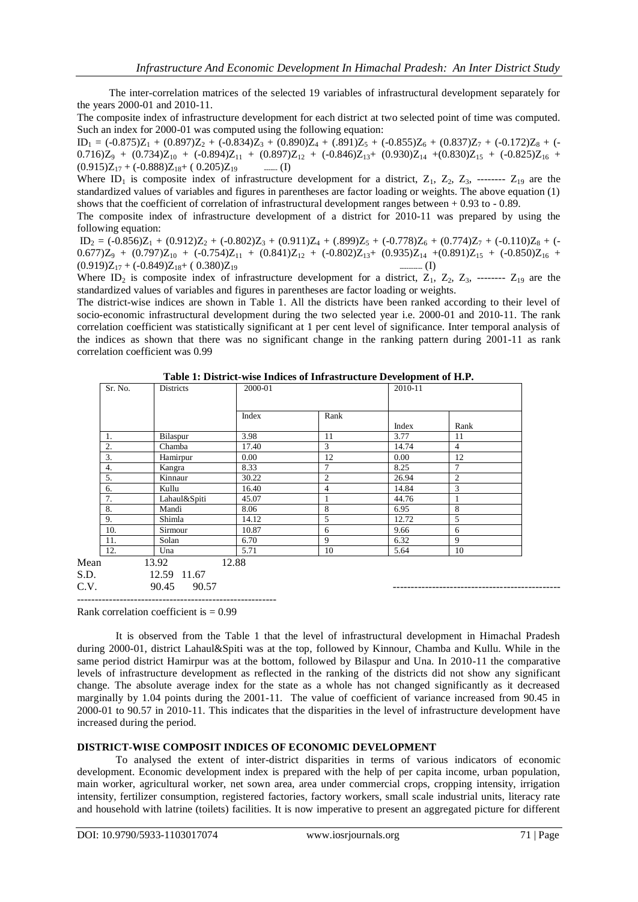The inter-correlation matrices of the selected 19 variables of infrastructural development separately for the years 2000-01 and 2010-11.

The composite index of infrastructure development for each district at two selected point of time was computed. Such an index for 2000-01 was computed using the following equation:

$$ID_1 = (-0.875)Z_1 + (0.897)Z_2 + (-0.834)Z_3 + (0.890)Z_4 + (.891)Z_5 + (-0.855)Z_6 + (0.837)Z_7 + (-0.172)Z_8 + (-0.716)Z_9 + (0.734)Z_{10} + (-0.894)Z_{11} + (0.897)Z_{12} + (-0.846)Z_{13} + (0.930)Z_{14} + (0.830)Z_{15} + (-0.825)Z_{16} + (0.915)Z_{17} + (-0.888)Z_{18} + (0.205)Z_{19} \quad \text{------ (I)}$$

Where $ID_1$ is composite index of infrastructure development for a district, $Z_1$, $Z_2$, $Z_3$, -------- $Z_{19}$ are the standardized values of variables and figures in parentheses are factor loading or weights. The above equation (1) shows that the coefficient of correlation of infrastructural development ranges between + 0.93 to - 0.89.

The composite index of infrastructure development of a district for 2010-11 was prepared by using the following equation:

$$ID_2 = (-0.856)Z_1 + (0.912)Z_2 + (-0.802)Z_3 + (0.911)Z_4 + (.899)Z_5 + (-0.778)Z_6 + (0.774)Z_7 + (-0.110)Z_8 + (-0.677)Z_9 + (0.797)Z_{10} + (-0.754)Z_{11} + (0.841)Z_{12} + (-0.802)Z_{13} + (0.935)Z_{14} + (0.891)Z_{15} + (-0.850)Z_{16} + (0.919)Z_{17} + (-0.849)Z_{18} + (0.380)Z_{19} \quad \text{--------- (I)}$$

Where $ID_2$ is composite index of infrastructure development for a district, $Z_1$, $Z_2$, $Z_3$, -------- $Z_{19}$ are the standardized values of variables and figures in parentheses are factor loading or weights.

The district-wise indices are shown in Table 1. All the districts have been ranked according to their level of socio-economic infrastructural development during the two selected year i.e. 2000-01 and 2010-11. The rank correlation coefficient was statistically significant at 1 per cent level of significance. Inter temporal analysis of the indices as shown that there was no significant change in the ranking pattern during 2001-11 as rank correlation coefficient was 0.99

**Table 1: District-wise Indices of Infrastructure Development of H.P.**

| Sr. No. | Districts | 2000-01 | | 2010-11 | |
|---|---|---|---|---|---|
| | | Index | Rank | Index | Rank |
| 1. | Bilaspur | 3.98 | 11 | 3.77 | 11 |
| 2. | Chamba | 17.40 | 3 | 14.74 | 4 |
| 3. | Hamirpur | 0.00 | 12 | 0.00 | 12 |
| 4. | Kangra | 8.33 | 7 | 8.25 | 7 |
| 5. | Kinnaur | 30.22 | 2 | 26.94 | 2 |
| 6. | Kullu | 16.40 | 4 | 14.84 | 3 |
| 7. | Lahaul&Spiti | 45.07 | 1 | 44.76 | 1 |
| 8. | Mandi | 8.06 | 8 | 6.95 | 8 |
| 9. | Shimla | 14.12 | 5 | 12.72 | 5 |
| 10. | Sirmour | 10.87 | 6 | 9.66 | 6 |
| 11. | Solan | 6.70 | 9 | 6.32 | 9 |
| 12. | Una | 5.71 | 10 | 5.64 | 10 |

Mean 13.92 12.88
S.D. 12.59 11.67
C.V. 90.45 90.57

Rank correlation coefficient is = 0.99

It is observed from the Table 1 that the level of infrastructural development in Himachal Pradesh during 2000-01, district Lahaul&Spiti was at the top, followed by Kinnour, Chamba and Kullu. While in the same period district Hamirpur was at the bottom, followed by Bilaspur and Una. In 2010-11 the comparative levels of infrastructure development as reflected in the ranking of the districts did not show any significant change. The absolute average index for the state as a whole has not changed significantly as it decreased marginally by 1.04 points during the 2001-11. The value of coefficient of variance increased from 90.45 in 2000-01 to 90.57 in 2010-11. This indicates that the disparities in the level of infrastructure development have increased during the period.

**DISTRICT-WISE COMPOSIT INDICES OF ECONOMIC DEVELOPMENT**

To analysed the extent of inter-district disparities in terms of various indicators of economic development. Economic development index is prepared with the help of per capita income, urban population, main worker, agricultural worker, net sown area, area under commercial crops, cropping intensity, irrigation intensity, fertilizer consumption, registered factories, factory workers, small scale industrial units, literacy rate and household with latrine (toilets) facilities. It is now imperative to present an aggregated picture for different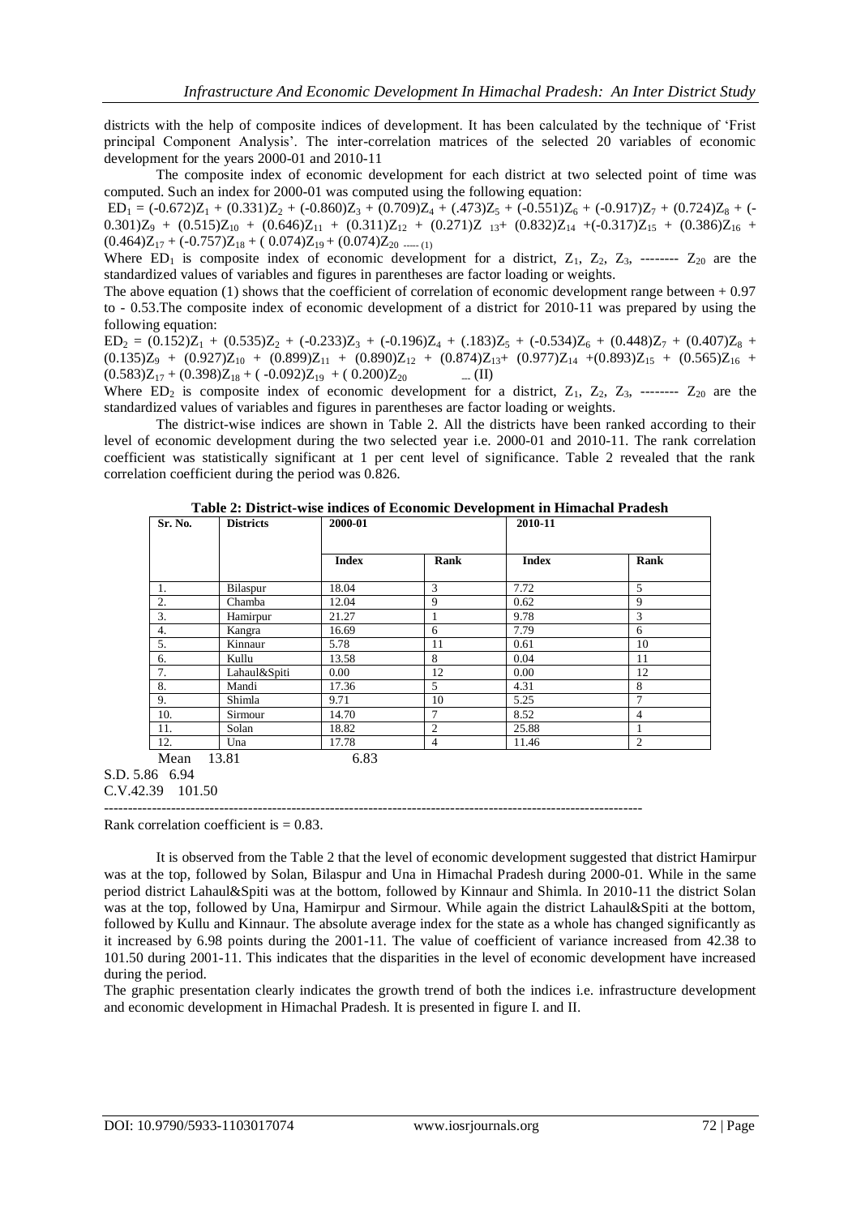districts with the help of composite indices of development. It has been calculated by the technique of 'Frist principal Component Analysis'. The inter-correlation matrices of the selected 20 variables of economic development for the years 2000-01 and 2010-11

The composite index of economic development for each district at two selected point of time was computed. Such an index for 2000-01 was computed using the following equation:

$$ED_1 = (-0.672)Z_1 + (0.331)Z_2 + (-0.860)Z_3 + (0.709)Z_4 + (.473)Z_5 + (-0.551)Z_6 + (-0.917)Z_7 + (0.724)Z_8 + (-0.301)Z_9 + (0.515)Z_{10} + (0.646)Z_{11} + (0.311)Z_{12} + (0.271)Z_{13} + (0.832)Z_{14} + (-0.317)Z_{15} + (0.386)Z_{16} + (0.464)Z_{17} + (-0.757)Z_{18} + (0.074)Z_{19} + (0.074)Z_{20} \quad \text{---- (1)}$$

Where $ED_1$ is composite index of economic development for a district, $Z_1$, $Z_2$, $Z_3$, -------- $Z_{20}$ are the standardized values of variables and figures in parentheses are factor loading or weights.

The above equation (1) shows that the coefficient of correlation of economic development range between + 0.97 to - 0.53.The composite index of economic development of a district for 2010-11 was prepared by using the following equation:

$$ED_2 = (0.152)Z_1 + (0.535)Z_2 + (-0.233)Z_3 + (-0.196)Z_4 + (.183)Z_5 + (-0.534)Z_6 + (0.448)Z_7 + (0.407)Z_8 + (0.135)Z_9 + (0.927)Z_{10} + (0.899)Z_{11} + (0.890)Z_{12} + (0.874)Z_{13} + (0.977)Z_{14} + (0.893)Z_{15} + (0.565)Z_{16} + (0.583)Z_{17} + (0.398)Z_{18} + (-0.092)Z_{19} + (0.200)Z_{20} \quad \text{--- (II)}$$

Where $ED_2$ is composite index of economic development for a district, $Z_1$, $Z_2$, $Z_3$, -------- $Z_{20}$ are the standardized values of variables and figures in parentheses are factor loading or weights.

The district-wise indices are shown in Table 2. All the districts have been ranked according to their level of economic development during the two selected year i.e. 2000-01 and 2010-11. The rank correlation coefficient was statistically significant at 1 per cent level of significance. Table 2 revealed that the rank correlation coefficient during the period was 0.826.

**Table 2: District-wise indices of Economic Development in Himachal Pradesh**

| Sr. No. | Districts | 2000-01 | | 2010-11 | |
|---|---|---|---|---|---|
| | | Index | Rank | Index | Rank |
| 1. | Bilaspur | 18.04 | 3 | 7.72 | 5 |
| 2. | Chamba | 12.04 | 9 | 0.62 | 9 |
| 3. | Hamirpur | 21.27 | 1 | 9.78 | 3 |
| 4. | Kangra | 16.69 | 6 | 7.79 | 6 |
| 5. | Kinnaur | 5.78 | 11 | 0.61 | 10 |
| 6. | Kullu | 13.58 | 8 | 0.04 | 11 |
| 7. | Lahaul&Spiti | 0.00 | 12 | 0.00 | 12 |
| 8. | Mandi | 17.36 | 5 | 4.31 | 8 |
| 9. | Shimla | 9.71 | 10 | 5.25 | 7 |
| 10. | Sirmour | 14.70 | 7 | 8.52 | 4 |
| 11. | Solan | 18.82 | 2 | 25.88 | 1 |
| 12. | Una | 17.78 | 4 | 11.46 | 2 |

Mean 13.81 6.83
S.D. 5.86 6.94
C.V.42.39 101.50

Rank correlation coefficient is = 0.83.

It is observed from the Table 2 that the level of economic development suggested that district Hamirpur was at the top, followed by Solan, Bilaspur and Una in Himachal Pradesh during 2000-01. While in the same period district Lahaul&Spiti was at the bottom, followed by Kinnaur and Shimla. In 2010-11 the district Solan was at the top, followed by Una, Hamirpur and Sirmour. While again the district Lahaul&Spiti at the bottom, followed by Kullu and Kinnaur. The absolute average index for the state as a whole has changed significantly as it increased by 6.98 points during the 2001-11. The value of coefficient of variance increased from 42.38 to 101.50 during 2001-11. This indicates that the disparities in the level of economic development have increased during the period.

The graphic presentation clearly indicates the growth trend of both the indices i.e. infrastructure development and economic development in Himachal Pradesh. It is presented in figure I. and II.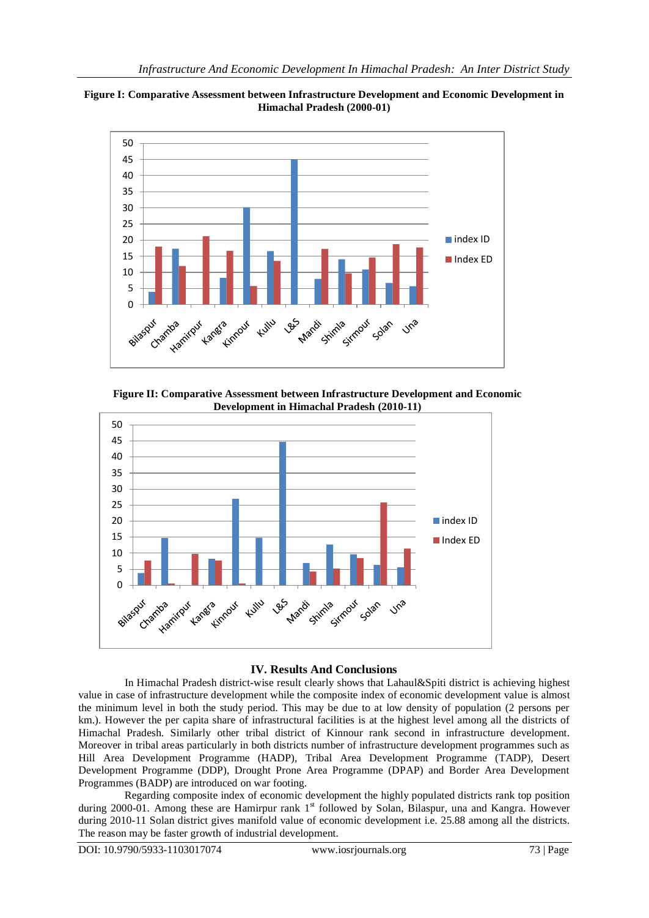**Figure I: Comparative Assessment between Infrastructure Development and Economic Development in Himachal Pradesh (2000-01)**

**Figure II: Comparative Assessment between Infrastructure Development and Economic Development in Himachal Pradesh (2010-11)**

## IV. Results And Conclusions

In Himachal Pradesh district-wise result clearly shows that Lahaul&Spiti district is achieving highest value in case of infrastructure development while the composite index of economic development value is almost the minimum level in both the study period. This may be due to at low density of population (2 persons per km.). However the per capita share of infrastructural facilities is at the highest level among all the districts of Himachal Pradesh. Similarly other tribal district of Kinnour rank second in infrastructure development. Moreover in tribal areas particularly in both districts number of infrastructure development programmes such as Hill Area Development Programme (HADP), Tribal Area Development Programme (TADP), Desert Development Programme (DDP), Drought Prone Area Programme (DPAP) and Border Area Development Programmes (BADP) are introduced on war footing.

Regarding composite index of economic development the highly populated districts rank top position during 2000-01. Among these are Hamirpur rank 1st followed by Solan, Bilaspur, una and Kangra. However during 2010-11 Solan district gives manifold value of economic development i.e. 25.88 among all the districts. The reason may be faster growth of industrial development.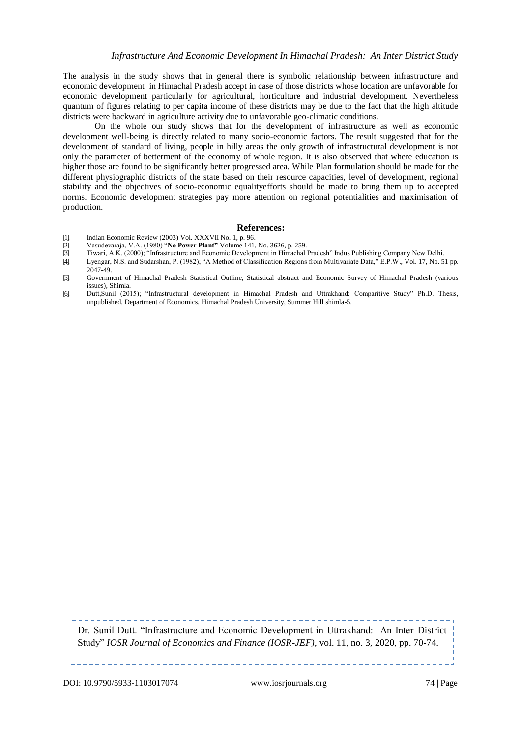The analysis in the study shows that in general there is symbolic relationship between infrastructure and economic development in Himachal Pradesh accept in case of those districts whose location are unfavorable for economic development particularly for agricultural, horticulture and industrial development. Nevertheless quantum of figures relating to per capita income of these districts may be due to the fact that the high altitude districts were backward in agriculture activity due to unfavorable geo-climatic conditions.

On the whole our study shows that for the development of infrastructure as well as economic development well-being is directly related to many socio-economic factors. The result suggested that for the development of standard of living, people in hilly areas the only growth of infrastructural development is not only the parameter of betterment of the economy of whole region. It is also observed that where education is higher those are found to be significantly better progressed area. While Plan formulation should be made for the different physiographic districts of the state based on their resource capacities, level of development, regional stability and the objectives of socio-economic equalityefforts should be made to bring them up to accepted norms. Economic development strategies pay more attention on regional potentialities and maximisation of production.

## References:

[1]. Indian Economic Review (2003) Vol. XXXVII No. 1, p. 96.

[2]. Vasudevaraja, V.A. (1980) "**No Power Plant"** Volume 141, No. 3626, p. 259.

[3]. Tiwari, A.K. (2000); "Infrastructure and Economic Development in Himachal Pradesh" Indus Publishing Company New Delhi.

[4]. Lyengar, N.S. and Sudarshan, P. (1982); "A Method of Classification Regions from Multivariate Data," E.P.W., Vol. 17, No. 51 pp. 2047-49.

[5]. Government of Himachal Pradesh Statistical Outline, Statistical abstract and Economic Survey of Himachal Pradesh (various issues), Shimla.

[6]. Dutt,Sunil (2015); "Infrastructural development in Himachal Pradesh and Uttrakhand: Comparitive Study" Ph.D. Thesis, unpublished, Department of Economics, Himachal Pradesh University, Summer Hill shimla-5.

Dr. Sunil Dutt. "Infrastructure and Economic Development in Uttrakhand: An Inter District Study" *IOSR Journal of Economics and Finance (IOSR-JEF)*, vol. 11, no. 3, 2020, pp. 70-74.